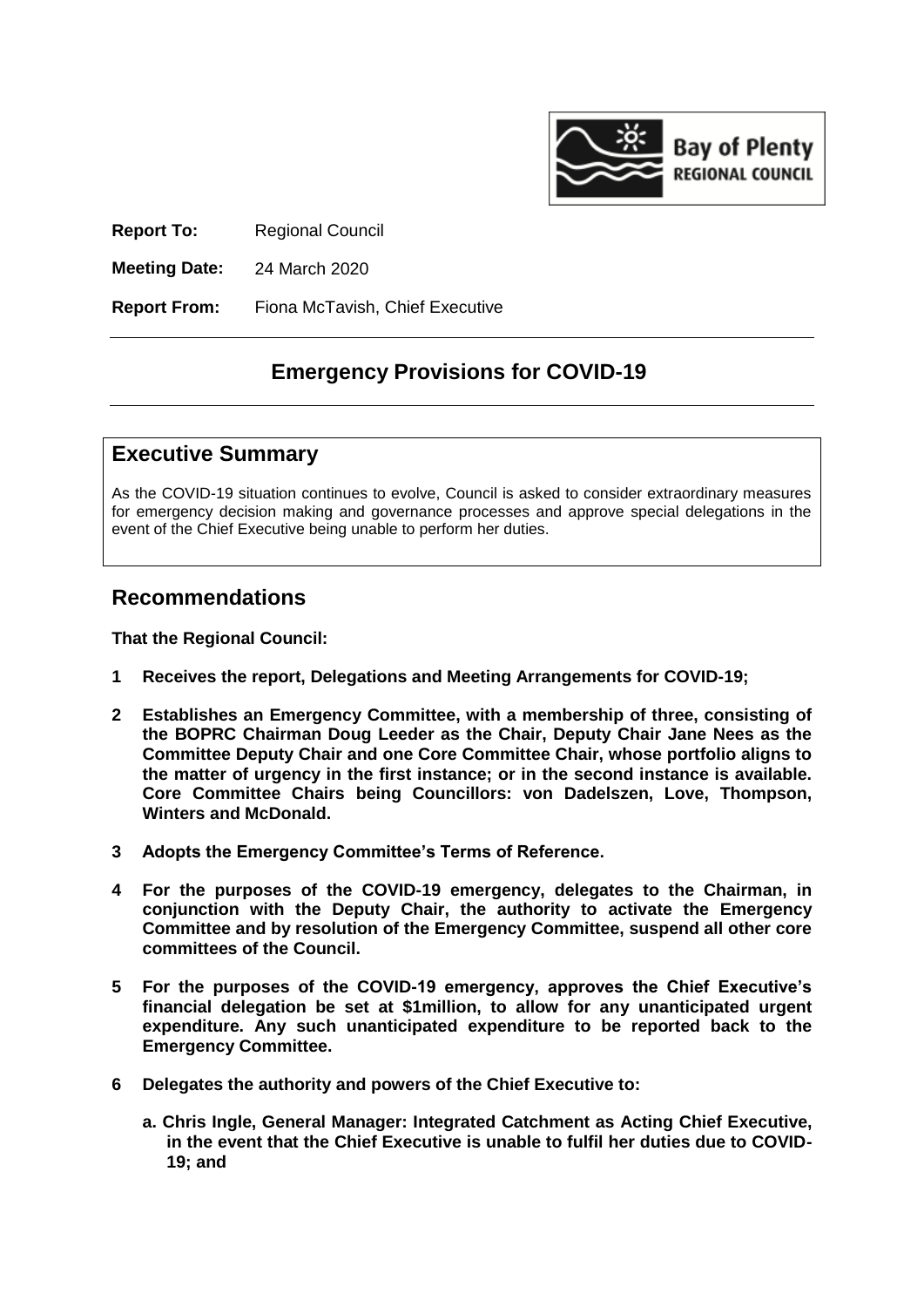**Report To:** Regional Council

**Meeting Date:** 24 March 2020

**Report From:** Fiona McTavish, Chief Executive

# Emergency Provisions for COVID-19

## Executive Summary

As the COVID-19 situation continues to evolve, Council is asked to consider extraordinary measures for emergency decision making and governance processes and approve special delegations in the event of the Chief Executive being unable to perform her duties.

## Recommendations

**That the Regional Council:**

1. **Receives the report, Delegations and Meeting Arrangements for COVID-19;**
2. **Establishes an Emergency Committee, with a membership of three, consisting of the BOPRC Chairman Doug Leeder as the Chair, Deputy Chair Jane Nees as the Committee Deputy Chair and one Core Committee Chair, whose portfolio aligns to the matter of urgency in the first instance; or in the second instance is available. Core Committee Chairs being Councillors: von Dadelszen, Love, Thompson, Winters and McDonald.**
3. **Adopts the Emergency Committee's Terms of Reference.**
4. **For the purposes of the COVID-19 emergency, delegates to the Chairman, in conjunction with the Deputy Chair, the authority to activate the Emergency Committee and by resolution of the Emergency Committee, suspend all other core committees of the Council.**
5. **For the purposes of the COVID-19 emergency, approves the Chief Executive's financial delegation be set at $1million, to allow for any unanticipated urgent expenditure. Any such unanticipated expenditure to be reported back to the Emergency Committee.**
6. **Delegates the authority and powers of the Chief Executive to:**
   - **a. Chris Ingle, General Manager: Integrated Catchment as Acting Chief Executive, in the event that the Chief Executive is unable to fulfil her duties due to COVID-19; and**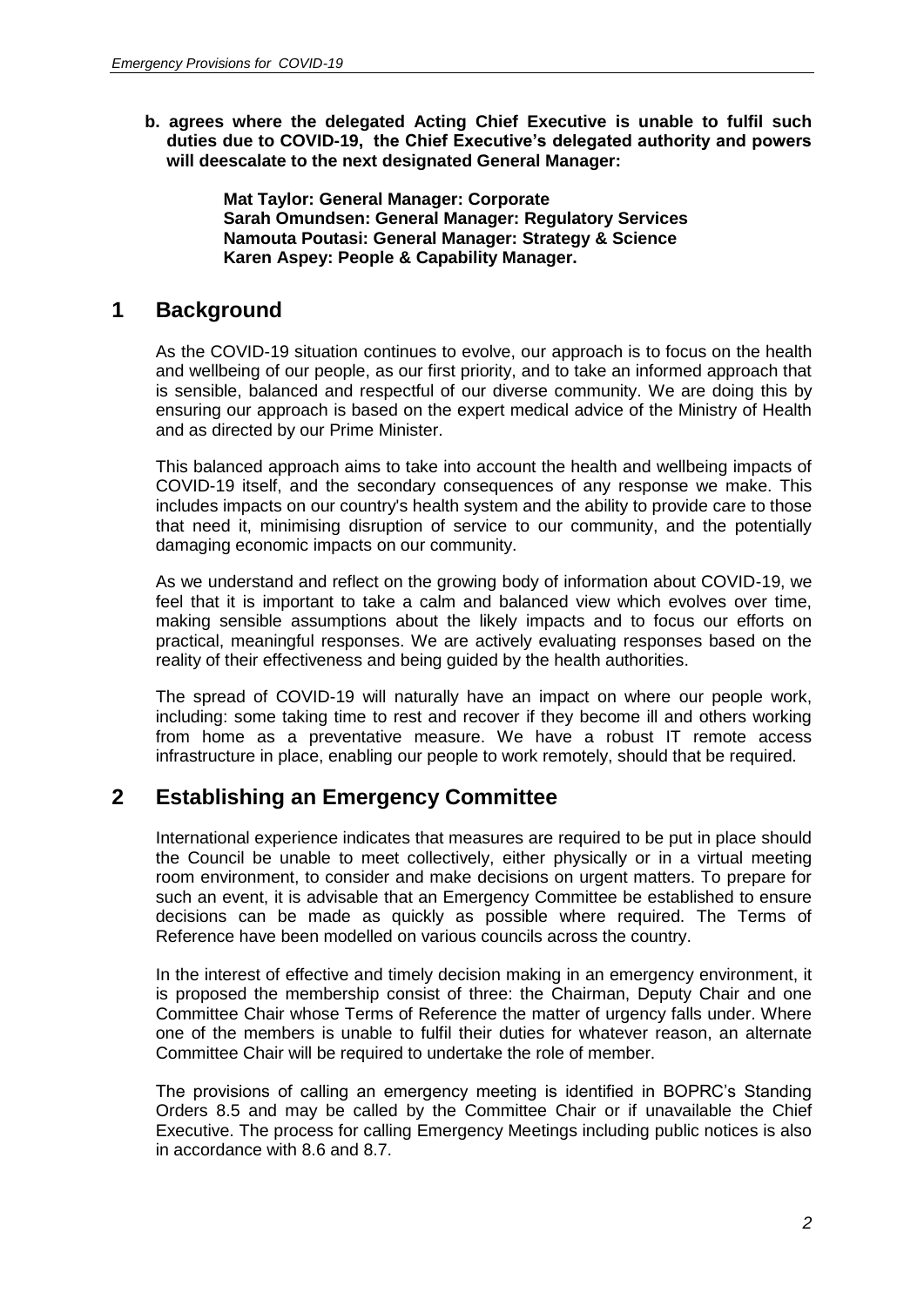**b. agrees where the delegated Acting Chief Executive is unable to fulfil such duties due to COVID-19, the Chief Executive's delegated authority and powers will deescalate to the next designated General Manager:**

> **Mat Taylor: General Manager: Corporate**
> **Sarah Omundsen: General Manager: Regulatory Services**
> **Namouta Poutasi: General Manager: Strategy & Science**
> **Karen Aspey: People & Capability Manager.**

## 1 Background

As the COVID-19 situation continues to evolve, our approach is to focus on the health and wellbeing of our people, as our first priority, and to take an informed approach that is sensible, balanced and respectful of our diverse community. We are doing this by ensuring our approach is based on the expert medical advice of the Ministry of Health and as directed by our Prime Minister.

This balanced approach aims to take into account the health and wellbeing impacts of COVID-19 itself, and the secondary consequences of any response we make. This includes impacts on our country's health system and the ability to provide care to those that need it, minimising disruption of service to our community, and the potentially damaging economic impacts on our community.

As we understand and reflect on the growing body of information about COVID-19, we feel that it is important to take a calm and balanced view which evolves over time, making sensible assumptions about the likely impacts and to focus our efforts on practical, meaningful responses. We are actively evaluating responses based on the reality of their effectiveness and being guided by the health authorities.

The spread of COVID-19 will naturally have an impact on where our people work, including: some taking time to rest and recover if they become ill and others working from home as a preventative measure. We have a robust IT remote access infrastructure in place, enabling our people to work remotely, should that be required.

## 2 Establishing an Emergency Committee

International experience indicates that measures are required to be put in place should the Council be unable to meet collectively, either physically or in a virtual meeting room environment, to consider and make decisions on urgent matters. To prepare for such an event, it is advisable that an Emergency Committee be established to ensure decisions can be made as quickly as possible where required. The Terms of Reference have been modelled on various councils across the country.

In the interest of effective and timely decision making in an emergency environment, it is proposed the membership consist of three: the Chairman, Deputy Chair and one Committee Chair whose Terms of Reference the matter of urgency falls under. Where one of the members is unable to fulfil their duties for whatever reason, an alternate Committee Chair will be required to undertake the role of member.

The provisions of calling an emergency meeting is identified in BOPRC's Standing Orders 8.5 and may be called by the Committee Chair or if unavailable the Chief Executive. The process for calling Emergency Meetings including public notices is also in accordance with 8.6 and 8.7.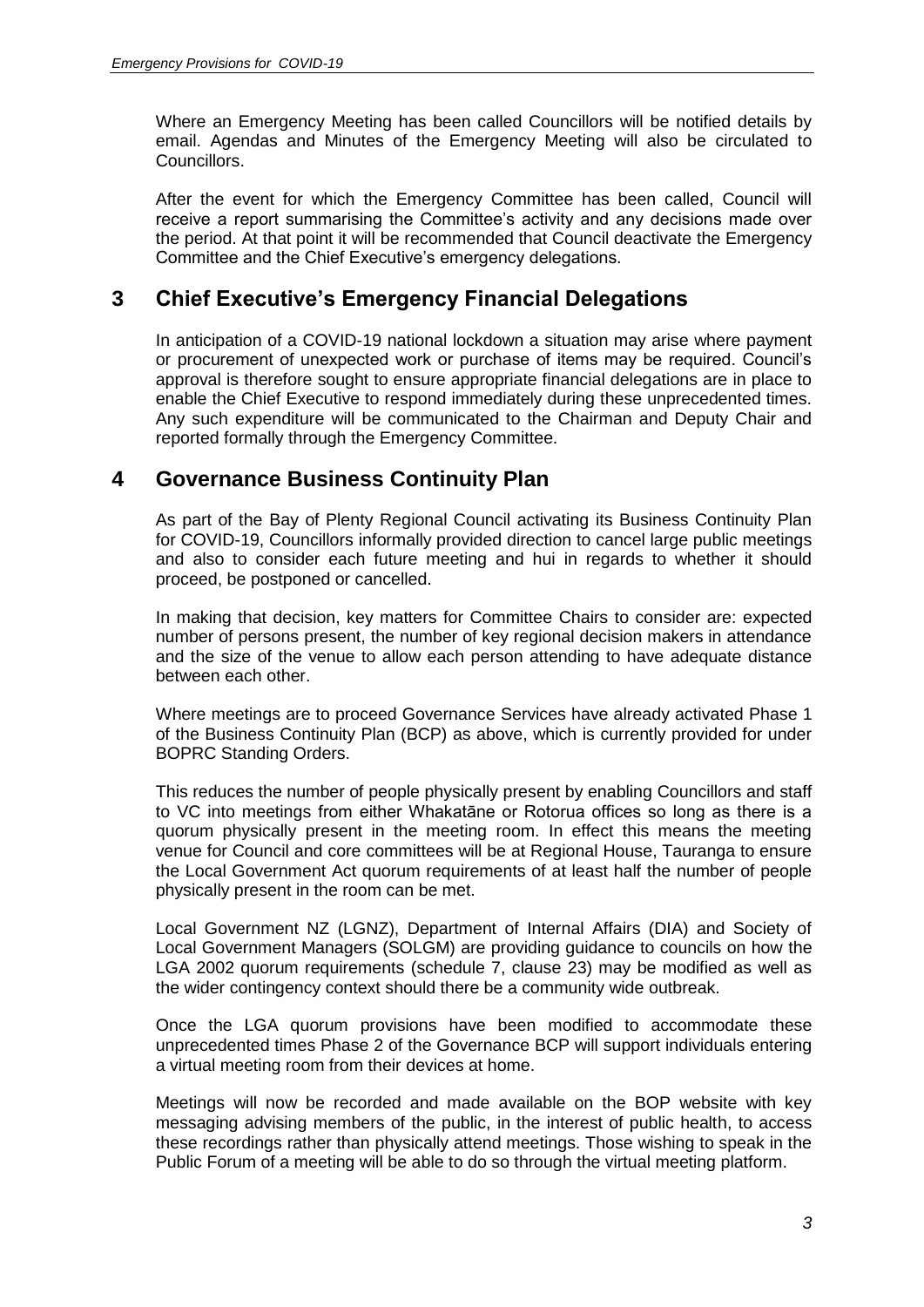Where an Emergency Meeting has been called Councillors will be notified details by email. Agendas and Minutes of the Emergency Meeting will also be circulated to Councillors.

After the event for which the Emergency Committee has been called, Council will receive a report summarising the Committee's activity and any decisions made over the period. At that point it will be recommended that Council deactivate the Emergency Committee and the Chief Executive's emergency delegations.

## 3 Chief Executive's Emergency Financial Delegations

In anticipation of a COVID-19 national lockdown a situation may arise where payment or procurement of unexpected work or purchase of items may be required. Council's approval is therefore sought to ensure appropriate financial delegations are in place to enable the Chief Executive to respond immediately during these unprecedented times. Any such expenditure will be communicated to the Chairman and Deputy Chair and reported formally through the Emergency Committee.

## 4 Governance Business Continuity Plan

As part of the Bay of Plenty Regional Council activating its Business Continuity Plan for COVID-19, Councillors informally provided direction to cancel large public meetings and also to consider each future meeting and hui in regards to whether it should proceed, be postponed or cancelled.

In making that decision, key matters for Committee Chairs to consider are: expected number of persons present, the number of key regional decision makers in attendance and the size of the venue to allow each person attending to have adequate distance between each other.

Where meetings are to proceed Governance Services have already activated Phase 1 of the Business Continuity Plan (BCP) as above, which is currently provided for under BOPRC Standing Orders.

This reduces the number of people physically present by enabling Councillors and staff to VC into meetings from either Whakatāne or Rotorua offices so long as there is a quorum physically present in the meeting room. In effect this means the meeting venue for Council and core committees will be at Regional House, Tauranga to ensure the Local Government Act quorum requirements of at least half the number of people physically present in the room can be met.

Local Government NZ (LGNZ), Department of Internal Affairs (DIA) and Society of Local Government Managers (SOLGM) are providing guidance to councils on how the LGA 2002 quorum requirements (schedule 7, clause 23) may be modified as well as the wider contingency context should there be a community wide outbreak.

Once the LGA quorum provisions have been modified to accommodate these unprecedented times Phase 2 of the Governance BCP will support individuals entering a virtual meeting room from their devices at home.

Meetings will now be recorded and made available on the BOP website with key messaging advising members of the public, in the interest of public health, to access these recordings rather than physically attend meetings. Those wishing to speak in the Public Forum of a meeting will be able to do so through the virtual meeting platform.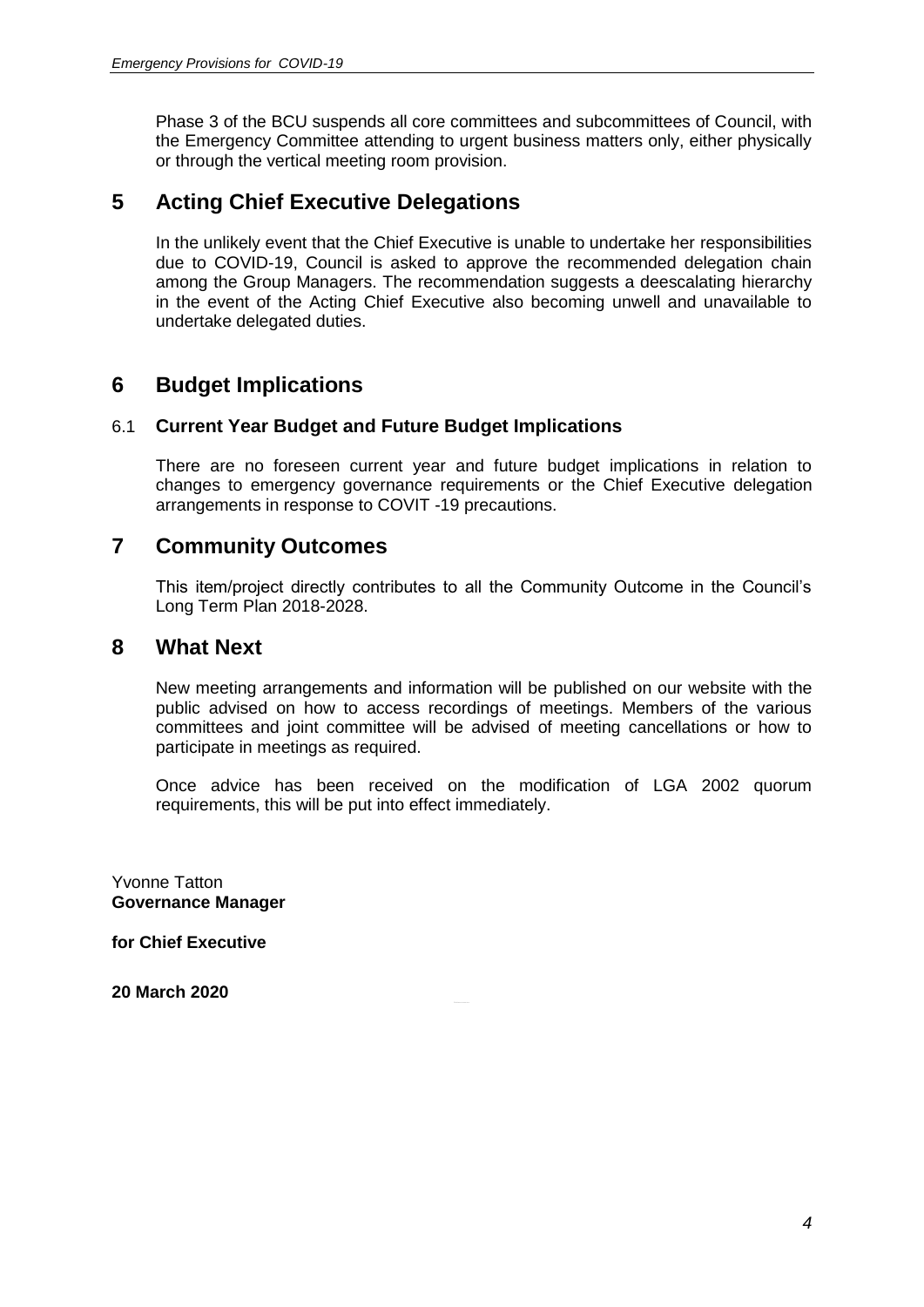Phase 3 of the BCU suspends all core committees and subcommittees of Council, with the Emergency Committee attending to urgent business matters only, either physically or through the vertical meeting room provision.

## 5 Acting Chief Executive Delegations

In the unlikely event that the Chief Executive is unable to undertake her responsibilities due to COVID-19, Council is asked to approve the recommended delegation chain among the Group Managers. The recommendation suggests a deescalating hierarchy in the event of the Acting Chief Executive also becoming unwell and unavailable to undertake delegated duties.

## 6 Budget Implications

### 6.1 Current Year Budget and Future Budget Implications

There are no foreseen current year and future budget implications in relation to changes to emergency governance requirements or the Chief Executive delegation arrangements in response to COVIT -19 precautions.

## 7 Community Outcomes

This item/project directly contributes to all the Community Outcome in the Council's Long Term Plan 2018-2028.

## 8 What Next

New meeting arrangements and information will be published on our website with the public advised on how to access recordings of meetings. Members of the various committees and joint committee will be advised of meeting cancellations or how to participate in meetings as required.

Once advice has been received on the modification of LGA 2002 quorum requirements, this will be put into effect immediately.

Yvonne Tatton
**Governance Manager**

**for Chief Executive**

**20 March 2020**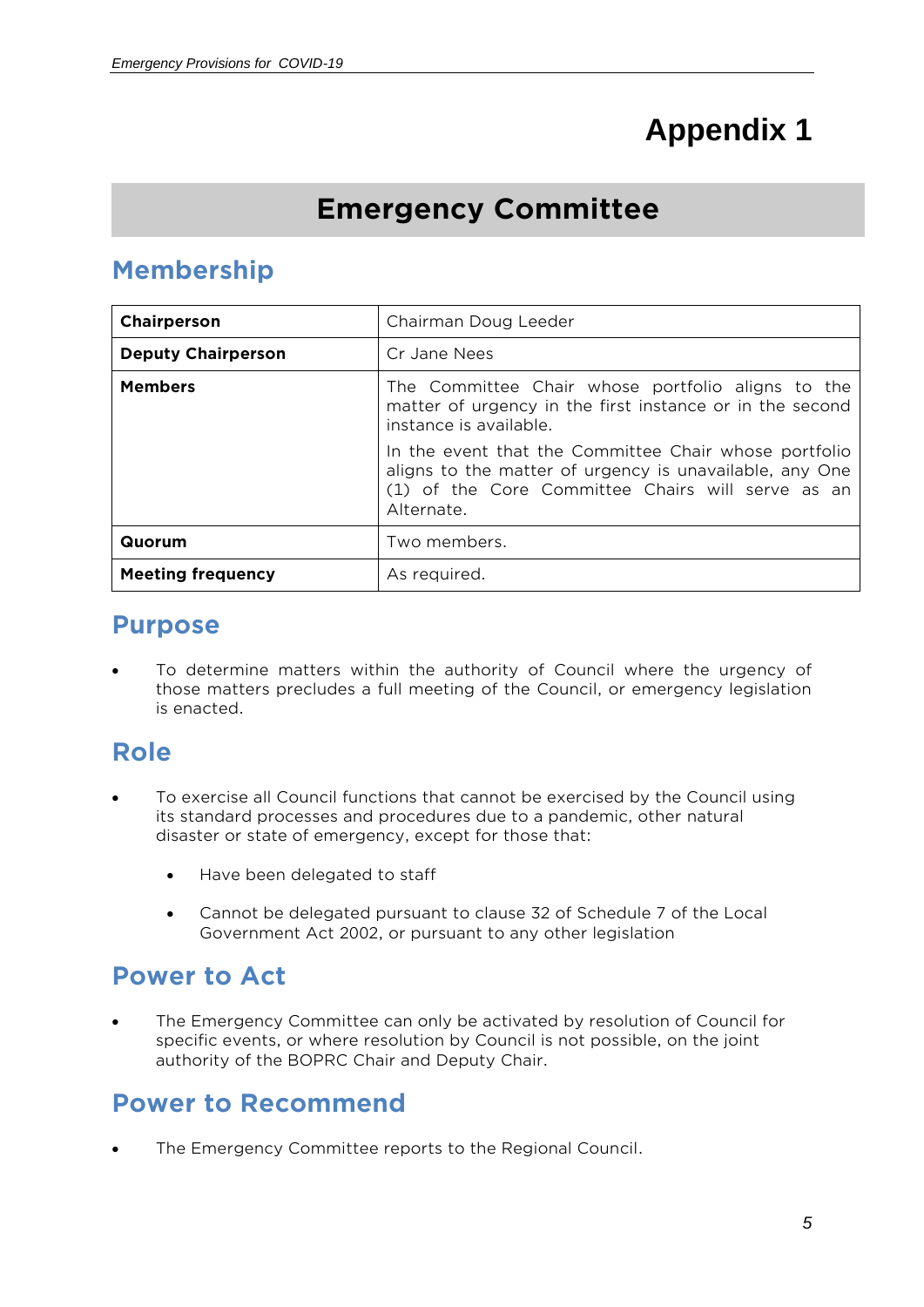# Appendix 1

## Emergency Committee

### Membership

| | |
|---|---|
| **Chairperson** | Chairman Doug Leeder |
| **Deputy Chairperson** | Cr Jane Nees |
| **Members** | The Committee Chair whose portfolio aligns to the matter of urgency in the first instance or in the second instance is available.<br><br>In the event that the Committee Chair whose portfolio aligns to the matter of urgency is unavailable, any One (1) of the Core Committee Chairs will serve as an Alternate. |
| **Quorum** | Two members. |
| **Meeting frequency** | As required. |

### Purpose

- To determine matters within the authority of Council where the urgency of those matters precludes a full meeting of the Council, or emergency legislation is enacted.

### Role

- To exercise all Council functions that cannot be exercised by the Council using its standard processes and procedures due to a pandemic, other natural disaster or state of emergency, except for those that:
    - Have been delegated to staff
    - Cannot be delegated pursuant to clause 32 of Schedule 7 of the Local Government Act 2002, or pursuant to any other legislation

### Power to Act

- The Emergency Committee can only be activated by resolution of Council for specific events, or where resolution by Council is not possible, on the joint authority of the BOPRC Chair and Deputy Chair.

### Power to Recommend

- The Emergency Committee reports to the Regional Council.